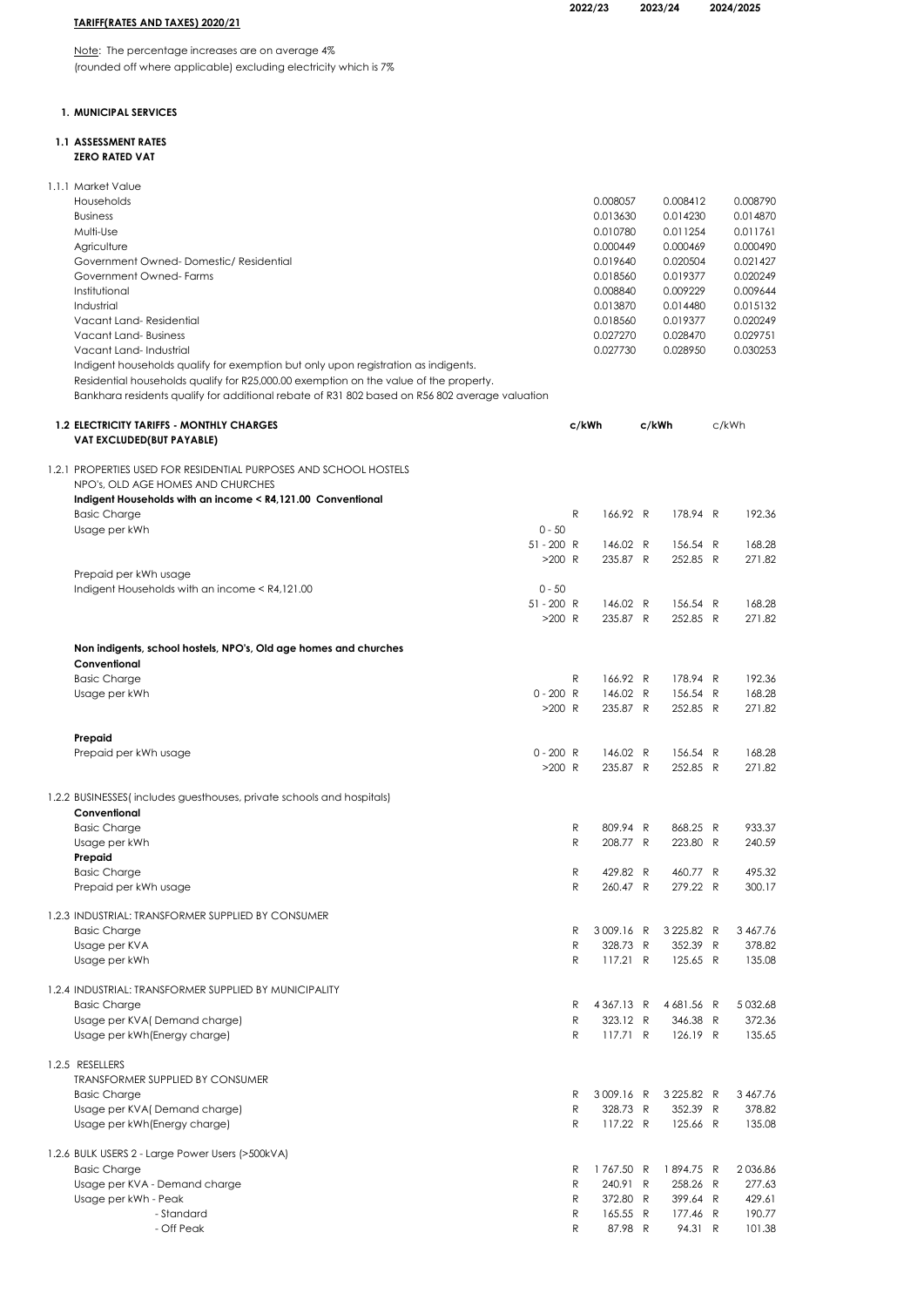# TARIFF(RATES AND TAXES) 2020/21

Note: The percentage increases are on average 4%
(rounded off where applicable) excluding electricity which is 7%

## 1. MUNICIPAL SERVICES

### 1.1 ASSESSMENT RATES
**ZERO RATED VAT**

| 1.1.1 Market Value | 2022/23 | 2023/24 | 2024/2025 |
|---|---|---|---|
| Households | 0.008057 | 0.008412 | 0.008790 |
| Business | 0.013630 | 0.014230 | 0.014870 |
| Multi-Use | 0.010780 | 0.011254 | 0.011761 |
| Agriculture | 0.000449 | 0.000469 | 0.000490 |
| Government Owned- Domestic/ Residential | 0.019640 | 0.020504 | 0.021427 |
| Government Owned- Farms | 0.018560 | 0.019377 | 0.020249 |
| Institutional | 0.008840 | 0.009229 | 0.009644 |
| Industrial | 0.013870 | 0.014480 | 0.015132 |
| Vacant Land- Residential | 0.018560 | 0.019377 | 0.020249 |
| Vacant Land- Business | 0.027270 | 0.028470 | 0.029751 |
| Vacant Land- Industrial | 0.027730 | 0.028950 | 0.030253 |

Indigent households qualify for exemption but only upon registration as indigents.
Residential households qualify for R25,000.00 exemption on the value of the property.
Bankhara residents qualify for additional rebate of R31 802 based on R56 802 average valuation

### 1.2 ELECTRICITY TARIFFS - MONTHLY CHARGES
**VAT EXCLUDED(BUT PAYABLE)**

| | | 2022/23 c/kWh | 2023/24 c/kWh | 2024/2025 c/kWh |
|---|---|---|---|---|
| **1.2.1 PROPERTIES USED FOR RESIDENTIAL PURPOSES AND SCHOOL HOSTELS NPO's, OLD AGE HOMES AND CHURCHES** | | | | |
| **Indigent Households with an income < R4,121.00 Conventional** | | | | |
| Basic Charge | | R 166.92 | R 178.94 | R 192.36 |
| Usage per kWh | 0 - 50 | | | |
| | 51 - 200 | R 146.02 | R 156.54 | R 168.28 |
| | >200 | R 235.87 | R 252.85 | R 271.82 |
| Prepaid per kWh usage | | | | |
| Indigent Households with an income < R4,121.00 | 0 - 50 | | | |
| | 51 - 200 | R 146.02 | R 156.54 | R 168.28 |
| | >200 | R 235.87 | R 252.85 | R 271.82 |
| **Non indigents, school hostels, NPO's, Old age homes and churches** | | | | |
| **Conventional** | | | | |
| Basic Charge | | R 166.92 | R 178.94 | R 192.36 |
| Usage per kWh | 0 - 200 | R 146.02 | R 156.54 | R 168.28 |
| | >200 | R 235.87 | R 252.85 | R 271.82 |
| **Prepaid** | | | | |
| Prepaid per kWh usage | 0 - 200 | R 146.02 | R 156.54 | R 168.28 |
| | >200 | R 235.87 | R 252.85 | R 271.82 |
| **1.2.2 BUSINESSES( includes guesthouses, private schools and hospitals)** | | | | |
| **Conventional** | | | | |
| Basic Charge | | R 809.94 | R 868.25 | R 933.37 |
| Usage per kWh | | R 208.77 | R 223.80 | R 240.59 |
| **Prepaid** | | | | |
| Basic Charge | | R 429.82 | R 460.77 | R 495.32 |
| Prepaid per kWh usage | | R 260.47 | R 279.22 | R 300.17 |
| **1.2.3 INDUSTRIAL: TRANSFORMER SUPPLIED BY CONSUMER** | | | | |
| Basic Charge | | R 3 009.16 | R 3 225.82 | R 3 467.76 |
| Usage per KVA | | R 328.73 | R 352.39 | R 378.82 |
| Usage per kWh | | R 117.21 | R 125.65 | R 135.08 |
| **1.2.4 INDUSTRIAL: TRANSFORMER SUPPLIED BY MUNICIPALITY** | | | | |
| Basic Charge | | R 4 367.13 | R 4 681.56 | R 5 032.68 |
| Usage per KVA( Demand charge) | | R 323.12 | R 346.38 | R 372.36 |
| Usage per kWh(Energy charge) | | R 117.71 | R 126.19 | R 135.65 |
| **1.2.5 RESELLERS** | | | | |
| TRANSFORMER SUPPLIED BY CONSUMER | | | | |
| Basic Charge | | R 3 009.16 | R 3 225.82 | R 3 467.76 |
| Usage per KVA( Demand charge) | | R 328.73 | R 352.39 | R 378.82 |
| Usage per kWh(Energy charge) | | R 117.22 | R 125.66 | R 135.08 |
| **1.2.6 BULK USERS 2 - Large Power Users (>500kVA)** | | | | |
| Basic Charge | | R 1 767.50 | R 1 894.75 | R 2 036.86 |
| Usage per KVA - Demand charge | | R 240.91 | R 258.26 | R 277.63 |
| Usage per kWh - Peak | | R 372.80 | R 399.64 | R 429.61 |
| - Standard | | R 165.55 | R 177.46 | R 190.77 |
| - Off Peak | | R 87.98 | R 94.31 | R 101.38 |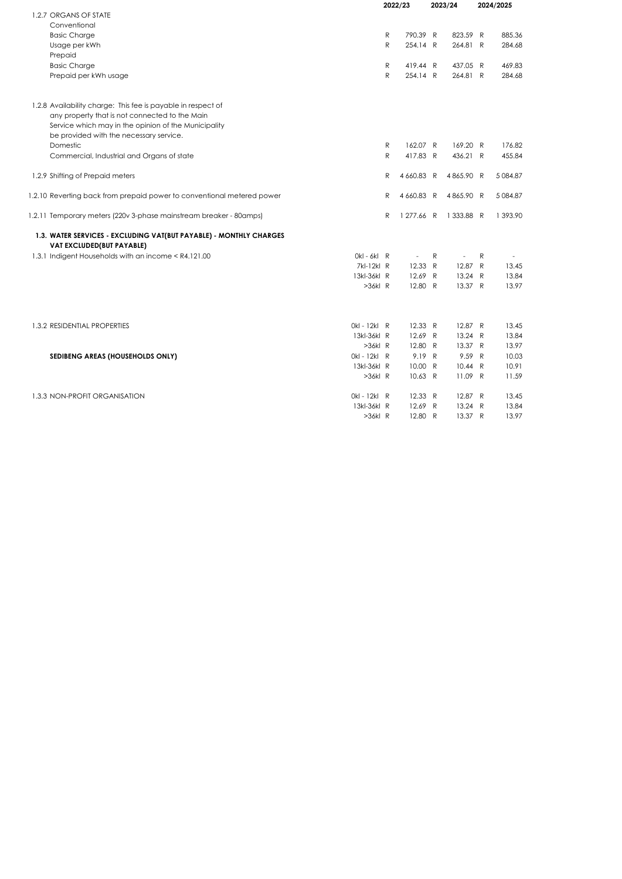| | | 2022/23 | 2023/24 | 2024/2025 |
|---|---|---|---|---|
| 1.2.7 ORGANS OF STATE | | | | |
| Conventional | | | | |
| Basic Charge | | R 790.39 | R 823.59 | R 885.36 |
| Usage per kWh | | R 254.14 | R 264.81 | R 284.68 |
| Prepaid | | | | |
| Basic Charge | | R 419.44 | R 437.05 | R 469.83 |
| Prepaid per kWh usage | | R 254.14 | R 264.81 | R 284.68 |
| 1.2.8 Availability charge: This fee is payable in respect of any property that is not connected to the Main Service which may in the opinion of the Municipality be provided with the necessary service. | | | | |
| Domestic | | R 162.07 | R 169.20 | R 176.82 |
| Commercial, Industrial and Organs of state | | R 417.83 | R 436.21 | R 455.84 |
| 1.2.9 Shifting of Prepaid meters | | R 4 660.83 | R 4 865.90 | R 5 084.87 |
| 1.2.10 Reverting back from prepaid power to conventional metered power | | R 4 660.83 | R 4 865.90 | R 5 084.87 |
| 1.2.11 Temporary meters (220v 3-phase mainstream breaker - 80amps) | | R 1 277.66 | R 1 333.88 | R 1 393.90 |
| **1.3. WATER SERVICES - EXCLUDING VAT(BUT PAYABLE) - MONTHLY CHARGES VAT EXCLUDED(BUT PAYABLE)** | | | | |
| 1.3.1 Indigent Households with an income < R4.121.00 | 0kl - 6kl | R - | R - | R - |
| | 7kl-12kl | R 12.33 | R 12.87 | R 13.45 |
| | 13kl-36kl | R 12.69 | R 13.24 | R 13.84 |
| | >36kl | R 12.80 | R 13.37 | R 13.97 |
| 1.3.2 RESIDENTIAL PROPERTIES | 0kl - 12kl | R 12.33 | R 12.87 | R 13.45 |
| | 13kl-36kl | R 12.69 | R 13.24 | R 13.84 |
| | >36kl | R 12.80 | R 13.37 | R 13.97 |
| **SEDIBENG AREAS (HOUSEHOLDS ONLY)** | 0kl - 12kl | R 9.19 | R 9.59 | R 10.03 |
| | 13kl-36kl | R 10.00 | R 10.44 | R 10.91 |
| | >36kl | R 10.63 | R 11.09 | R 11.59 |
| 1.3.3 NON-PROFIT ORGANISATION | 0kl - 12kl | R 12.33 | R 12.87 | R 13.45 |
| | 13kl-36kl | R 12.69 | R 13.24 | R 13.84 |
| | >36kl | R 12.80 | R 13.37 | R 13.97 |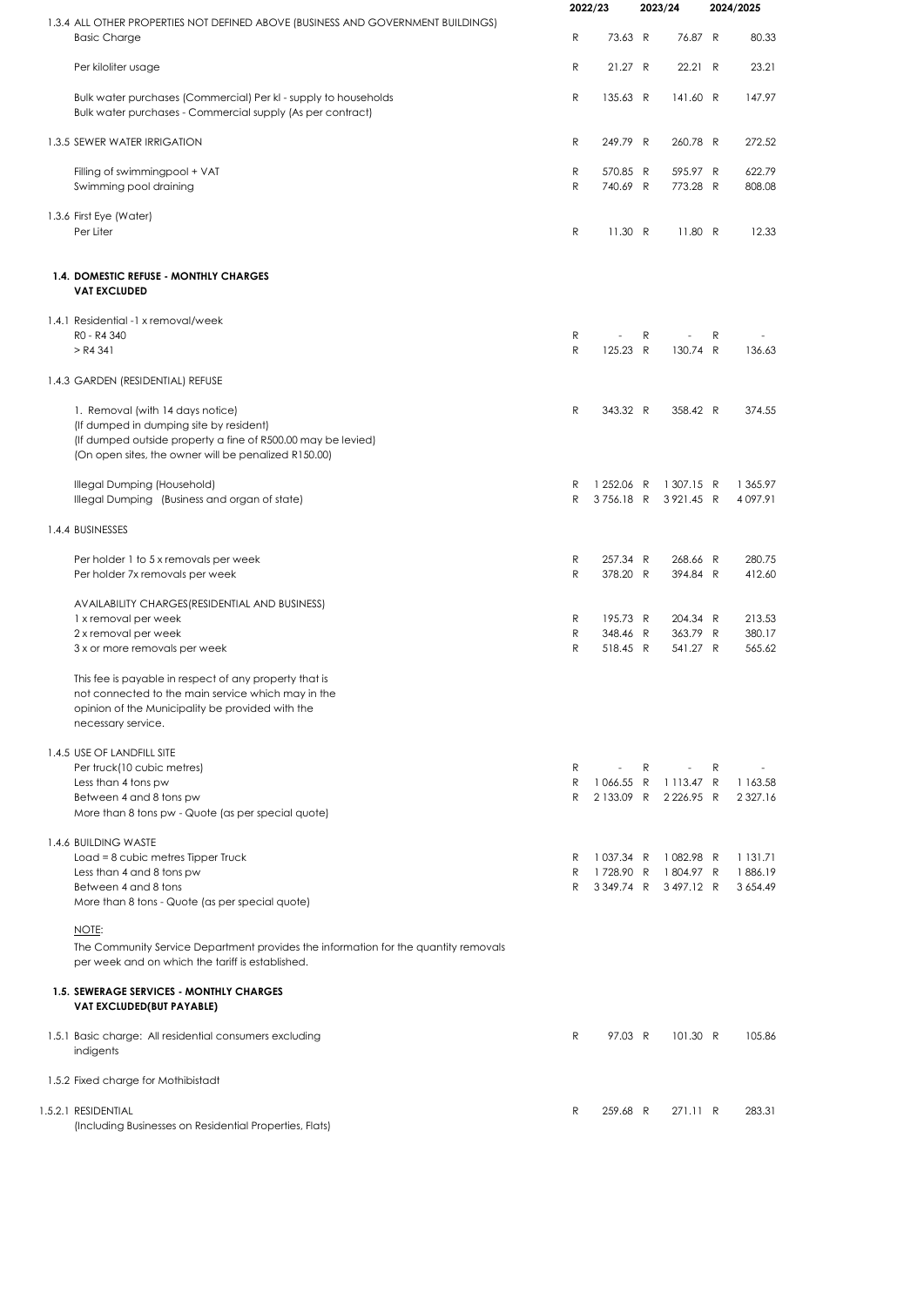| | | 2022/23 | 2023/24 | 2024/2025 |
|---|---|---|---|---|
| 1.3.4 | ALL OTHER PROPERTIES NOT DEFINED ABOVE (BUSINESS AND GOVERNMENT BUILDINGS) | | | |
| | Basic Charge | R 73.63 | R 76.87 | R 80.33 |
| | Per kiloliter usage | R 21.27 | R 22.21 | R 23.21 |
| | Bulk water purchases (Commercial) Per kl - supply to households | R 135.63 | R 141.60 | R 147.97 |
| | Bulk water purchases - Commercial supply (As per contract) | | | |
| 1.3.5 | SEWER WATER IRRIGATION | R 249.79 | R 260.78 | R 272.52 |
| | Filling of swimmingpool + VAT | R 570.85 | R 595.97 | R 622.79 |
| | Swimming pool draining | R 740.69 | R 773.28 | R 808.08 |
| 1.3.6 | First Eye (Water) | | | |
| | Per Liter | R 11.30 | R 11.80 | R 12.33 |
| **1.4.** | **DOMESTIC REFUSE - MONTHLY CHARGES** | | | |
| | **VAT EXCLUDED** | | | |
| 1.4.1 | Residential -1 x removal/week | | | |
| | R0 - R4 340 | R - | R - | R - |
| | > R4 341 | R 125.23 | R 130.74 | R 136.63 |
| 1.4.3 | GARDEN (RESIDENTIAL) REFUSE | | | |
| | 1. Removal (with 14 days notice) | R 343.32 | R 358.42 | R 374.55 |
| | (If dumped in dumping site by resident) | | | |
| | (If dumped outside property a fine of R500.00 may be levied) | | | |
| | (On open sites, the owner will be penalized R150.00) | | | |
| | Illegal Dumping (Household) | R 1 252.06 | R 1 307.15 | R 1 365.97 |
| | Illegal Dumping (Business and organ of state) | R 3 756.18 | R 3 921.45 | R 4 097.91 |
| 1.4.4 | BUSINESSES | | | |
| | Per holder 1 to 5 x removals per week | R 257.34 | R 268.66 | R 280.75 |
| | Per holder 7x removals per week | R 378.20 | R 394.84 | R 412.60 |
| | AVAILABILITY CHARGES(RESIDENTIAL AND BUSINESS) | | | |
| | 1 x removal per week | R 195.73 | R 204.34 | R 213.53 |
| | 2 x removal per week | R 348.46 | R 363.79 | R 380.17 |
| | 3 x or more removals per week | R 518.45 | R 541.27 | R 565.62 |
| | This fee is payable in respect of any property that is not connected to the main service which may in the opinion of the Municipality be provided with the necessary service. | | | |
| 1.4.5 | USE OF LANDFILL SITE | | | |
| | Per truck(10 cubic metres) | R - | R - | R - |
| | Less than 4 tons pw | R 1 066.55 | R 1 113.47 | R 1 163.58 |
| | Between 4 and 8 tons pw | R 2 133.09 | R 2 226.95 | R 2 327.16 |
| | More than 8 tons pw - Quote (as per special quote) | | | |
| 1.4.6 | BUILDING WASTE | | | |
| | Load = 8 cubic metres Tipper Truck | R 1 037.34 | R 1 082.98 | R 1 131.71 |
| | Less than 4 and 8 tons pw | R 1 728.90 | R 1 804.97 | R 1 886.19 |
| | Between 4 and 8 tons | R 3 349.74 | R 3 497.12 | R 3 654.49 |
| | More than 8 tons - Quote (as per special quote) | | | |
| | NOTE: | | | |
| | The Community Service Department provides the information for the quantity removals per week and on which the tariff is established. | | | |
| **1.5.** | **SEWERAGE SERVICES - MONTHLY CHARGES** | | | |
| | **VAT EXCLUDED(BUT PAYABLE)** | | | |
| 1.5.1 | Basic charge: All residential consumers excluding indigents | R 97.03 | R 101.30 | R 105.86 |
| 1.5.2 | Fixed charge for Mothibistadt | | | |
| 1.5.2.1 | RESIDENTIAL | R 259.68 | R 271.11 | R 283.31 |
| | (Including Businesses on Residential Properties, Flats) | | | |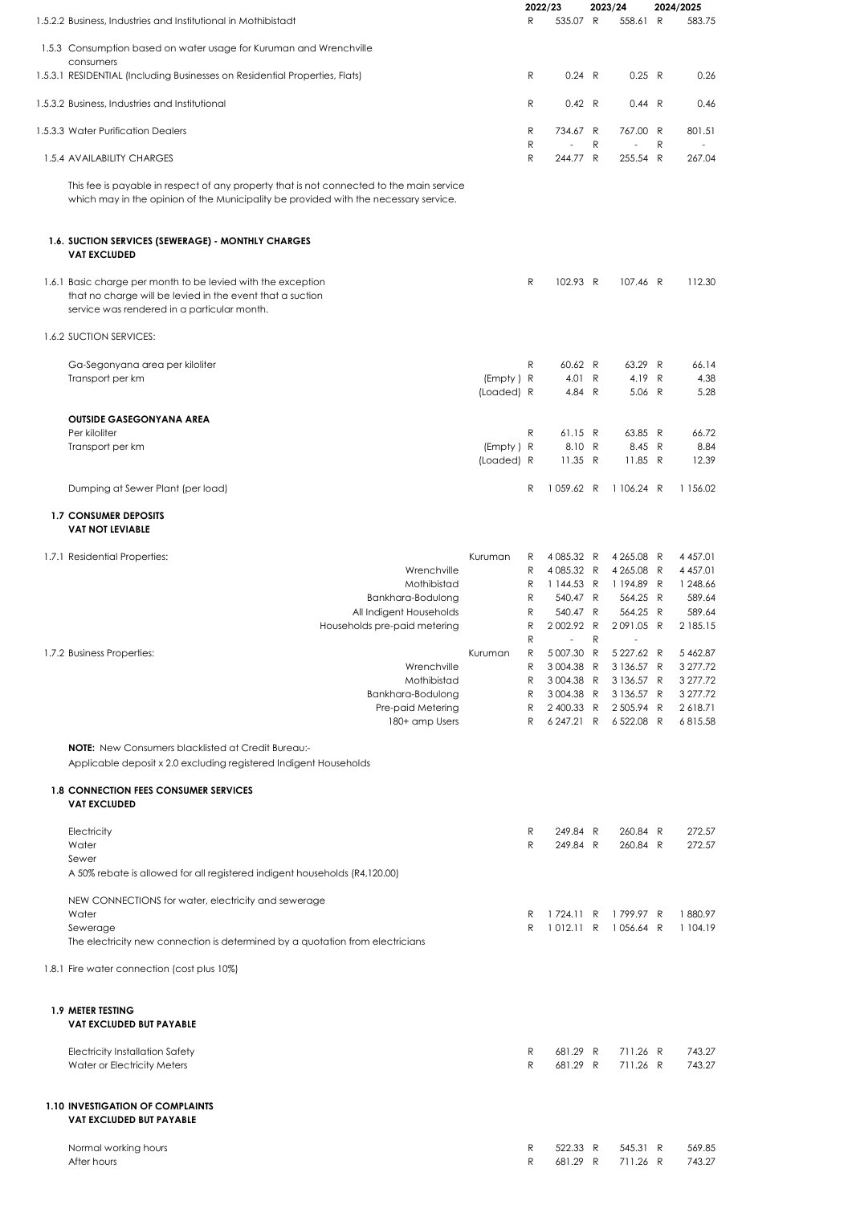| | | 2022/23 | 2023/24 | 2024/2025 |
|---|---|---|---|---|
| 1.5.2.2 Business, Industries and Institutional in Mothibistadt | | R 535.07 | R 558.61 | R 583.75 |
| 1.5.3 Consumption based on water usage for Kuruman and Wrenchville consumers | | | | |
| 1.5.3.1 RESIDENTIAL (Including Businesses on Residential Properties, Flats) | | R 0.24 | R 0.25 | R 0.26 |
| 1.5.3.2 Business, Industries and Institutional | | R 0.42 | R 0.44 | R 0.46 |
| 1.5.3.3 Water Purification Dealers | | R 734.67 | R 767.00 | R 801.51 |
| | | R - | R - | R - |
| 1.5.4 AVAILABILITY CHARGES | | R 244.77 | R 255.54 | R 267.04 |

This fee is payable in respect of any property that is not connected to the main service which may in the opinion of the Municipality be provided with the necessary service.

**1.6. SUCTION SERVICES (SEWERAGE) - MONTHLY CHARGES**
**VAT EXCLUDED**

| | | 2022/23 | 2023/24 | 2024/2025 |
|---|---|---|---|---|
| 1.6.1 Basic charge per month to be levied with the exception that no charge will be levied in the event that a suction service was rendered in a particular month. | | R 102.93 | R 107.46 | R 112.30 |
| 1.6.2 SUCTION SERVICES: | | | | |
| Ga-Segonyana area per kiloliter | | R 60.62 | R 63.29 | R 66.14 |
| Transport per km | (Empty ) | R 4.01 | R 4.19 | R 4.38 |
| | (Loaded) | R 4.84 | R 5.06 | R 5.28 |
| **OUTSIDE GASEGONYANA AREA** | | | | |
| Per kiloliter | | R 61.15 | R 63.85 | R 66.72 |
| Transport per km | (Empty ) | R 8.10 | R 8.45 | R 8.84 |
| | (Loaded) | R 11.35 | R 11.85 | R 12.39 |
| Dumping at Sewer Plant (per load) | | R 1 059.62 | R 1 106.24 | R 1 156.02 |

**1.7 CONSUMER DEPOSITS**
**VAT NOT LEVIABLE**

| | | 2022/23 | 2023/24 | 2024/2025 |
|---|---|---|---|---|
| 1.7.1 Residential Properties: | Kuruman | R 4 085.32 | R 4 265.08 | R 4 457.01 |
| | Wrenchville | R 4 085.32 | R 4 265.08 | R 4 457.01 |
| | Mothibistad | R 1 144.53 | R 1 194.89 | R 1 248.66 |
| | Bankhara-Bodulong | R 540.47 | R 564.25 | R 589.64 |
| | All Indigent Households | R 540.47 | R 564.25 | R 589.64 |
| | Households pre-paid metering | R 2 002.92 | R 2 091.05 | R 2 185.15 |
| | | R - | R - | |
| 1.7.2 Business Properties: | Kuruman | R 5 007.30 | R 5 227.62 | R 5 462.87 |
| | Wrenchville | R 3 004.38 | R 3 136.57 | R 3 277.72 |
| | Mothibistad | R 3 004.38 | R 3 136.57 | R 3 277.72 |
| | Bankhara-Bodulong | R 3 004.38 | R 3 136.57 | R 3 277.72 |
| | Pre-paid Metering | R 2 400.33 | R 2 505.94 | R 2 618.71 |
| | 180+ amp Users | R 6 247.21 | R 6 522.08 | R 6 815.58 |

**NOTE:** New Consumers blacklisted at Credit Bureau:-
Applicable deposit x 2.0 excluding registered Indigent Households

**1.8 CONNECTION FEES CONSUMER SERVICES**
**VAT EXCLUDED**

| | 2022/23 | 2023/24 | 2024/2025 |
|---|---|---|---|
| Electricity | R 249.84 | R 260.84 | R 272.57 |
| Water | R 249.84 | R 260.84 | R 272.57 |
| Sewer | | | |

A 50% rebate is allowed for all registered indigent households (R4,120.00)

NEW CONNECTIONS for water, electricity and sewerage

| | 2022/23 | 2023/24 | 2024/2025 |
|---|---|---|---|
| Water | R 1 724.11 | R 1 799.97 | R 1 880.97 |
| Sewerage | R 1 012.11 | R 1 056.64 | R 1 104.19 |

The electricity new connection is determined by a quotation from electricians

1.8.1 Fire water connection (cost plus 10%)

**1.9 METER TESTING**
**VAT EXCLUDED BUT PAYABLE**

| | 2022/23 | 2023/24 | 2024/2025 |
|---|---|---|---|
| Electricity Installation Safety | R 681.29 | R 711.26 | R 743.27 |
| Water or Electricity Meters | R 681.29 | R 711.26 | R 743.27 |

**1.10 INVESTIGATION OF COMPLAINTS**
**VAT EXCLUDED BUT PAYABLE**

| | 2022/23 | 2023/24 | 2024/2025 |
|---|---|---|---|
| Normal working hours | R 522.33 | R 545.31 | R 569.85 |
| After hours | R 681.29 | R 711.26 | R 743.27 |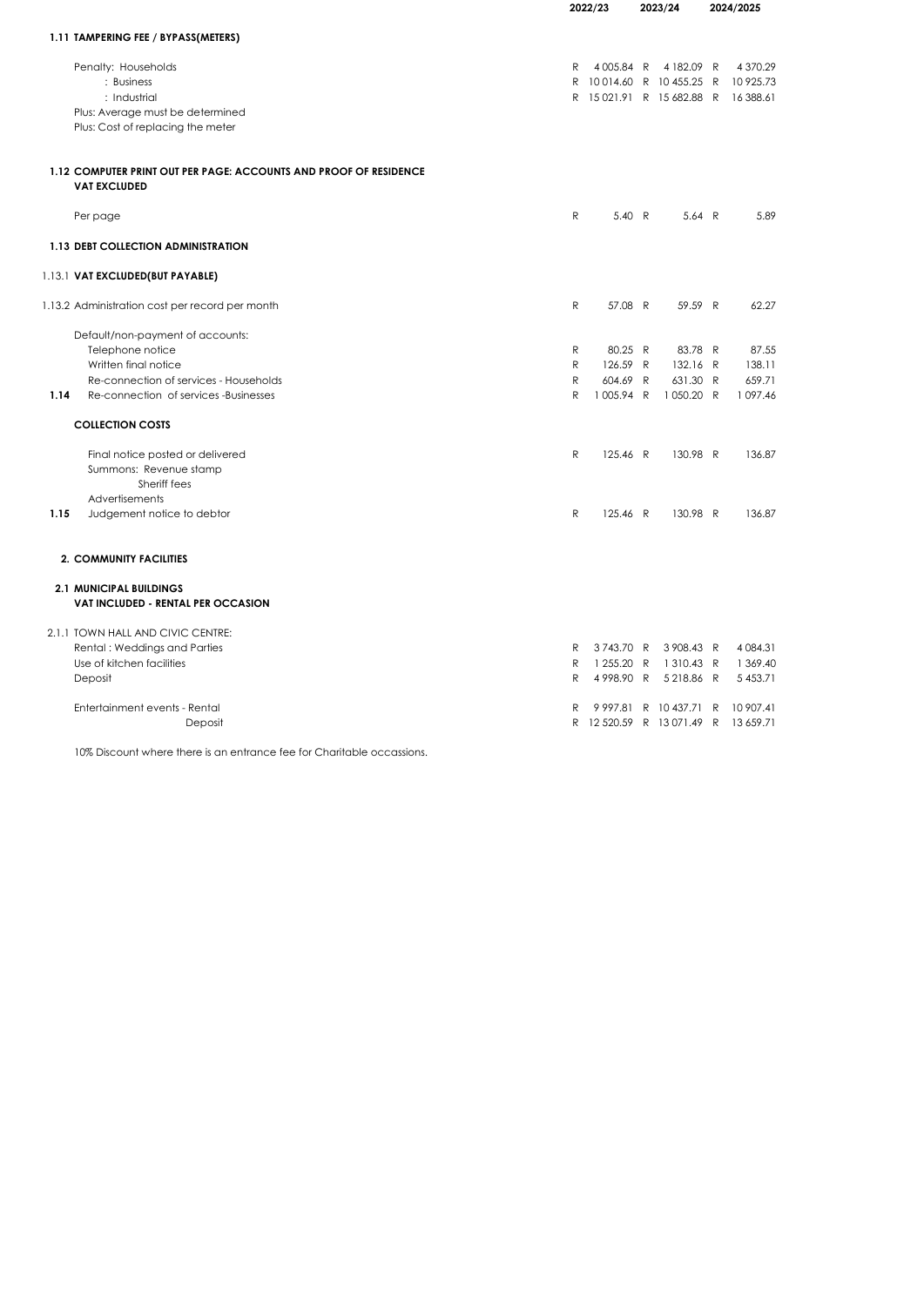| | | 2022/23 | 2023/24 | 2024/2025 |
|---|---|---|---|---|
| **1.11** | **TAMPERING FEE / BYPASS(METERS)** | | | |
| | Penalty: Households | R 4 005.84 | R 4 182.09 | R 4 370.29 |
| | : Business | R 10 014.60 | R 10 455.25 | R 10 925.73 |
| | : Industrial | R 15 021.91 | R 15 682.88 | R 16 388.61 |
| | Plus: Average must be determined | | | |
| | Plus: Cost of replacing the meter | | | |
| **1.12** | **COMPUTER PRINT OUT PER PAGE: ACCOUNTS AND PROOF OF RESIDENCE VAT EXCLUDED** | | | |
| | Per page | R 5.40 | R 5.64 | R 5.89 |
| **1.13** | **DEBT COLLECTION ADMINISTRATION** | | | |
| 1.13.1 | **VAT EXCLUDED(BUT PAYABLE)** | | | |
| 1.13.2 | Administration cost per record per month | R 57.08 | R 59.59 | R 62.27 |
| | Default/non-payment of accounts: | | | |
| | Telephone notice | R 80.25 | R 83.78 | R 87.55 |
| | Written final notice | R 126.59 | R 132.16 | R 138.11 |
| | Re-connection of services - Households | R 604.69 | R 631.30 | R 659.71 |
| **1.14** | Re-connection of services -Businesses | R 1 005.94 | R 1 050.20 | R 1 097.46 |
| | **COLLECTION COSTS** | | | |
| | Final notice posted or delivered | R 125.46 | R 130.98 | R 136.87 |
| | Summons: Revenue stamp | | | |
| | Sheriff fees | | | |
| | Advertisements | | | |
| **1.15** | Judgement notice to debtor | R 125.46 | R 130.98 | R 136.87 |
| **2.** | **COMMUNITY FACILITIES** | | | |
| **2.1** | **MUNICIPAL BUILDINGS VAT INCLUDED - RENTAL PER OCCASION** | | | |
| 2.1.1 | TOWN HALL AND CIVIC CENTRE: | | | |
| | Rental : Weddings and Parties | R 3 743.70 | R 3 908.43 | R 4 084.31 |
| | Use of kitchen facilities | R 1 255.20 | R 1 310.43 | R 1 369.40 |
| | Deposit | R 4 998.90 | R 5 218.86 | R 5 453.71 |
| | Entertainment events - Rental | R 9 997.81 | R 10 437.71 | R 10 907.41 |
| | Deposit | R 12 520.59 | R 13 071.49 | R 13 659.71 |

10% Discount where there is an entrance fee for Charitable occassions.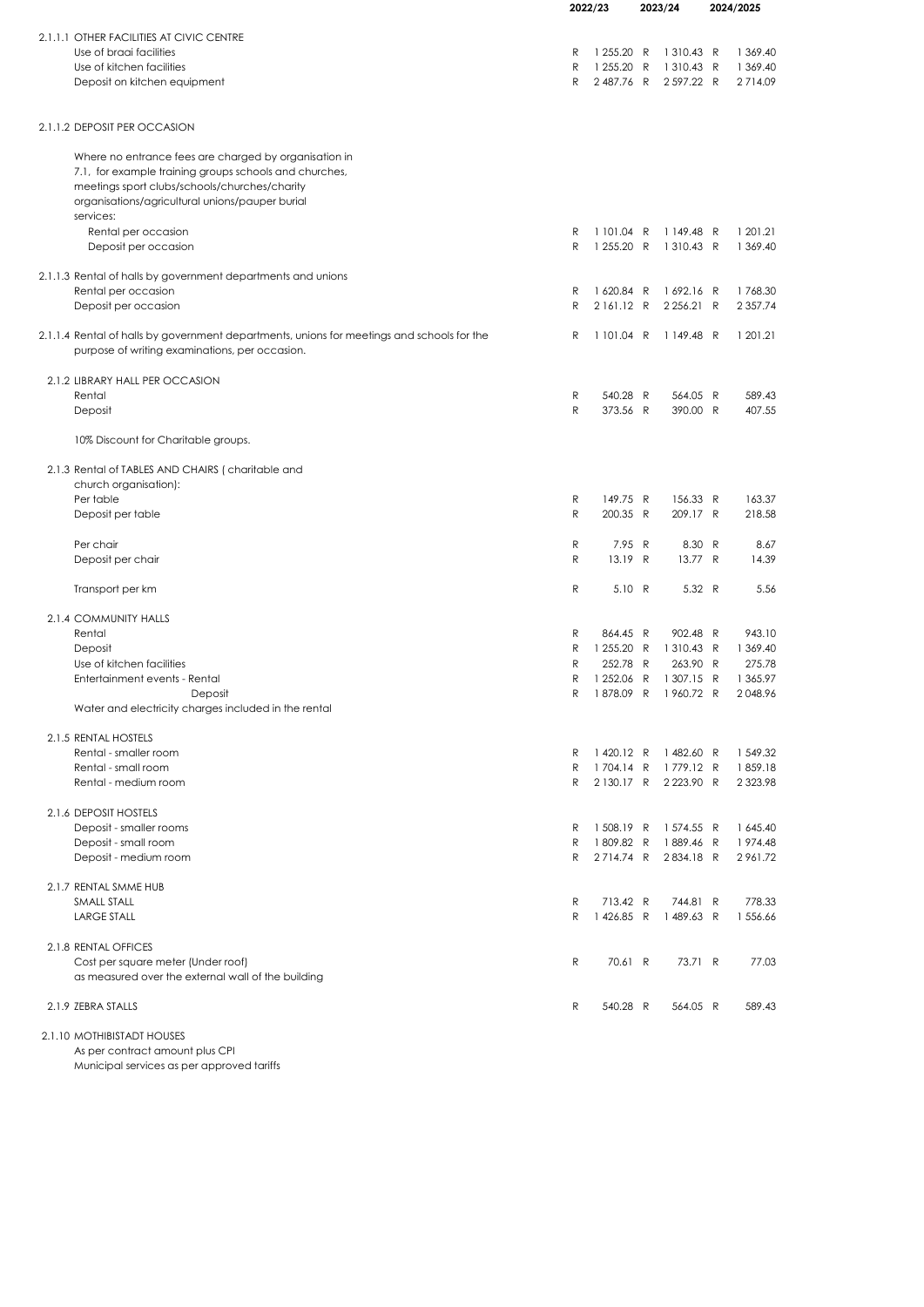| | 2022/23 | 2023/24 | 2024/2025 |
|---|---|---|---|
| **2.1.1.1 OTHER FACILITIES AT CIVIC CENTRE** | | | |
| Use of braai facilities | R 1 255.20 | R 1 310.43 | R 1 369.40 |
| Use of kitchen facilities | R 1 255.20 | R 1 310.43 | R 1 369.40 |
| Deposit on kitchen equipment | R 2 487.76 | R 2 597.22 | R 2 714.09 |
| **2.1.1.2 DEPOSIT PER OCCASION** | | | |
| Where no entrance fees are charged by organisation in 7.1, for example training groups schools and churches, meetings sport clubs/schools/churches/charity organisations/agricultural unions/pauper burial services: | | | |
| Rental per occasion | R 1 101.04 | R 1 149.48 | R 1 201.21 |
| Deposit per occasion | R 1 255.20 | R 1 310.43 | R 1 369.40 |
| **2.1.1.3 Rental of halls by government departments and unions** | | | |
| Rental per occasion | R 1 620.84 | R 1 692.16 | R 1 768.30 |
| Deposit per occasion | R 2 161.12 | R 2 256.21 | R 2 357.74 |
| **2.1.1.4 Rental of halls by government departments, unions for meetings and schools for the purpose of writing examinations, per occasion.** | R 1 101.04 | R 1 149.48 | R 1 201.21 |
| **2.1.2 LIBRARY HALL PER OCCASION** | | | |
| Rental | R 540.28 | R 564.05 | R 589.43 |
| Deposit | R 373.56 | R 390.00 | R 407.55 |
| 10% Discount for Charitable groups. | | | |
| **2.1.3 Rental of TABLES AND CHAIRS ( charitable and church organisation):** | | | |
| Per table | R 149.75 | R 156.33 | R 163.37 |
| Deposit per table | R 200.35 | R 209.17 | R 218.58 |
| Per chair | R 7.95 | R 8.30 | R 8.67 |
| Deposit per chair | R 13.19 | R 13.77 | R 14.39 |
| Transport per km | R 5.10 | R 5.32 | R 5.56 |
| **2.1.4 COMMUNITY HALLS** | | | |
| Rental | R 864.45 | R 902.48 | R 943.10 |
| Deposit | R 1 255.20 | R 1 310.43 | R 1 369.40 |
| Use of kitchen facilities | R 252.78 | R 263.90 | R 275.78 |
| Entertainment events - Rental | R 1 252.06 | R 1 307.15 | R 1 365.97 |
| Deposit | R 1 878.09 | R 1 960.72 | R 2 048.96 |
| Water and electricity charges included in the rental | | | |
| **2.1.5 RENTAL HOSTELS** | | | |
| Rental - smaller room | R 1 420.12 | R 1 482.60 | R 1 549.32 |
| Rental - small room | R 1 704.14 | R 1 779.12 | R 1 859.18 |
| Rental - medium room | R 2 130.17 | R 2 223.90 | R 2 323.98 |
| **2.1.6 DEPOSIT HOSTELS** | | | |
| Deposit - smaller rooms | R 1 508.19 | R 1 574.55 | R 1 645.40 |
| Deposit - small room | R 1 809.82 | R 1 889.46 | R 1 974.48 |
| Deposit - medium room | R 2 714.74 | R 2 834.18 | R 2 961.72 |
| **2.1.7 RENTAL SMME HUB** | | | |
| SMALL STALL | R 713.42 | R 744.81 | R 778.33 |
| LARGE STALL | R 1 426.85 | R 1 489.63 | R 1 556.66 |
| **2.1.8 RENTAL OFFICES** | | | |
| Cost per square meter (Under roof) as measured over the external wall of the building | R 70.61 | R 73.71 | R 77.03 |
| **2.1.9 ZEBRA STALLS** | R 540.28 | R 564.05 | R 589.43 |

**2.1.10 MOTHIBISTADT HOUSES**

As per contract amount plus CPI

Municipal services as per approved tariffs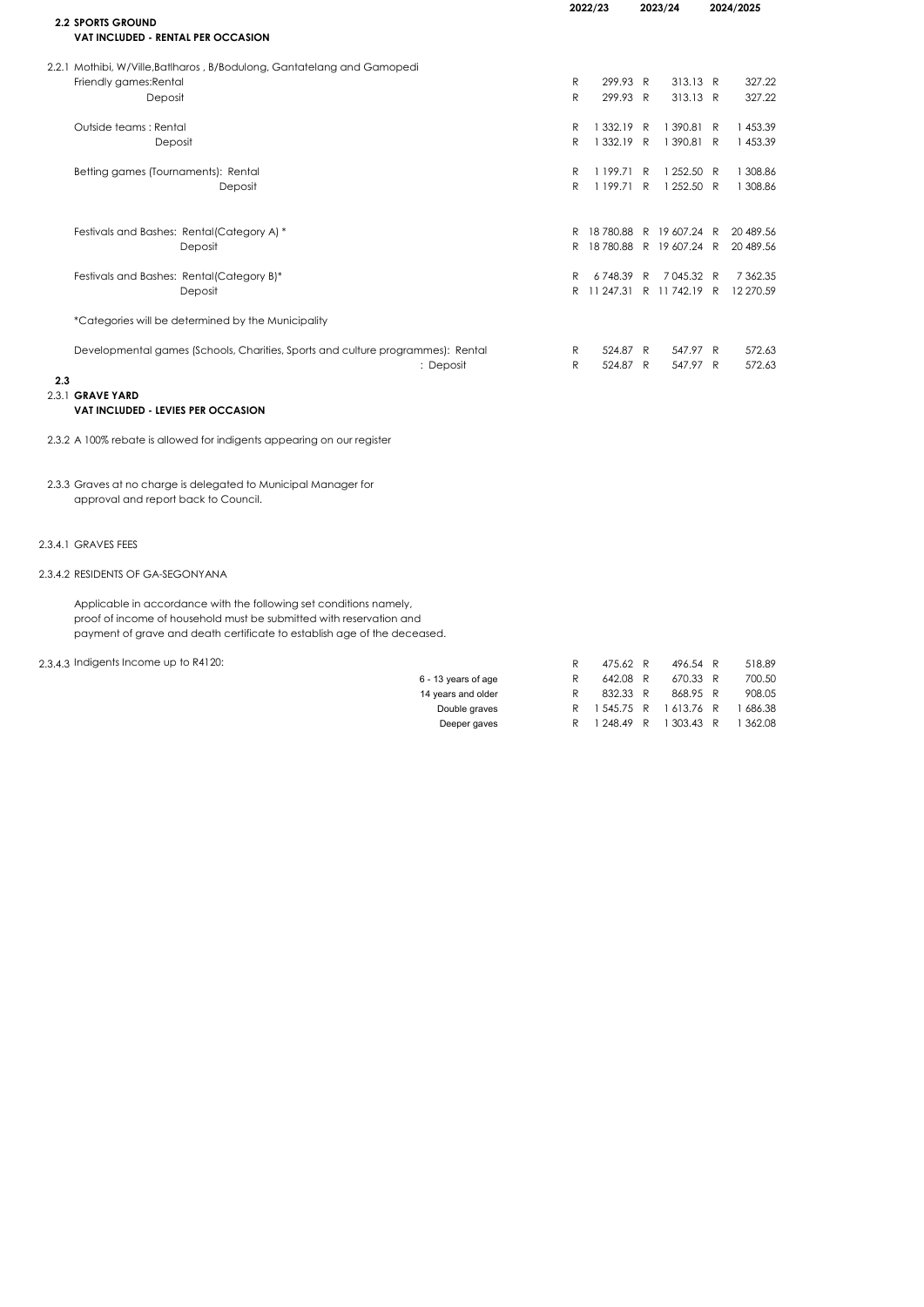| | 2022/23 | 2023/24 | 2024/2025 |
|---|---|---|---|
| **2.2 SPORTS GROUND** | | | |
| **VAT INCLUDED - RENTAL PER OCCASION** | | | |
| 2.2.1 Mothibi, W/Ville,Batlharos , B/Bodulong, Gantatelang and Gamopedi | | | |
| Friendly games:Rental | R 299.93 | R 313.13 | R 327.22 |
| Deposit | R 299.93 | R 313.13 | R 327.22 |
| Outside teams : Rental | R 1 332.19 | R 1 390.81 | R 1 453.39 |
| Deposit | R 1 332.19 | R 1 390.81 | R 1 453.39 |
| Betting games (Tournaments): Rental | R 1 199.71 | R 1 252.50 | R 1 308.86 |
| Deposit | R 1 199.71 | R 1 252.50 | R 1 308.86 |
| Festivals and Bashes: Rental(Category A) * | R 18 780.88 | R 19 607.24 | R 20 489.56 |
| Deposit | R 18 780.88 | R 19 607.24 | R 20 489.56 |
| Festivals and Bashes: Rental(Category B)* | R 6 748.39 | R 7 045.32 | R 7 362.35 |
| Deposit | R 11 247.31 | R 11 742.19 | R 12 270.59 |
| *Categories will be determined by the Municipality | | | |
| Developmental games (Schools, Charities, Sports and culture programmes): Rental | R 524.87 | R 547.97 | R 572.63 |
| : Deposit | R 524.87 | R 547.97 | R 572.63 |

**2.3**

2.3.1 **GRAVE YARD**

**VAT INCLUDED - LEVIES PER OCCASION**

2.3.2 A 100% rebate is allowed for indigents appearing on our register

2.3.3 Graves at no charge is delegated to Municipal Manager for approval and report back to Council.

2.3.4.1 GRAVES FEES

2.3.4.2 RESIDENTS OF GA-SEGONYANA

Applicable in accordance with the following set conditions namely, proof of income of household must be submitted with reservation and payment of grave and death certificate to establish age of the deceased.

| 2.3.4.3 Indigents Income up to R4120: | 2022/23 | 2023/24 | 2024/2025 |
|---|---|---|---|
| | R 475.62 | R 496.54 | R 518.89 |
| 6 - 13 years of age | R 642.08 | R 670.33 | R 700.50 |
| 14 years and older | R 832.33 | R 868.95 | R 908.05 |
| Double graves | R 1 545.75 | R 1 613.76 | R 1 686.38 |
| Deeper gaves | R 1 248.49 | R 1 303.43 | R 1 362.08 |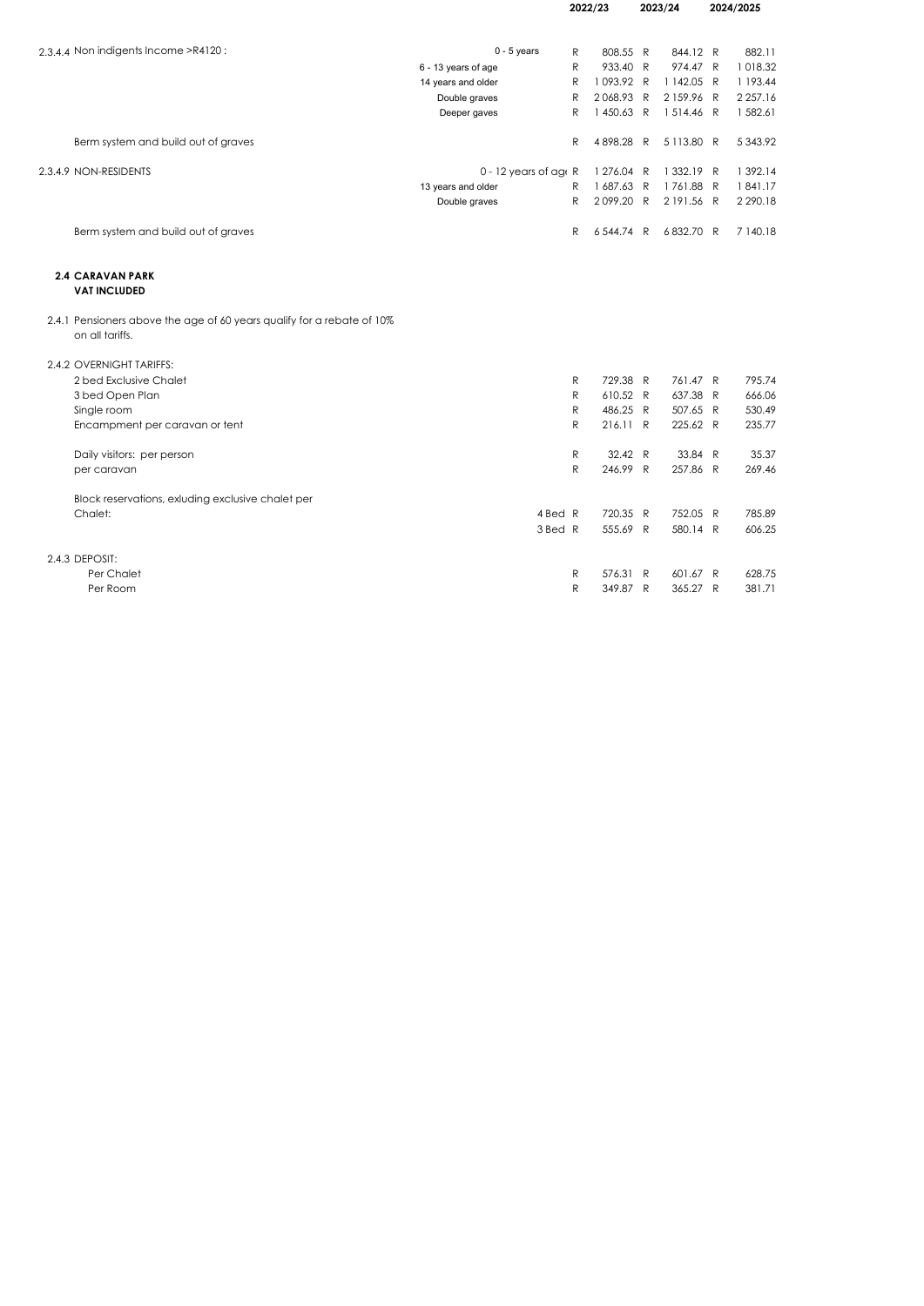| | | 2022/23 | 2023/24 | 2024/2025 |
|---|---|---|---|---|
| 2.3.4.4 Non indigents Income >R4120 : | 0 - 5 years | R 808.55 | R 844.12 | R 882.11 |
| | 6 - 13 years of age | R 933.40 | R 974.47 | R 1 018.32 |
| | 14 years and older | R 1 093.92 | R 1 142.05 | R 1 193.44 |
| | Double graves | R 2 068.93 | R 2 159.96 | R 2 257.16 |
| | Deeper gaves | R 1 450.63 | R 1 514.46 | R 1 582.61 |
| Berm system and build out of graves | | R 4 898.28 | R 5 113.80 | R 5 343.92 |
| 2.3.4.9 NON-RESIDENTS | 0 - 12 years of age | R 1 276.04 | R 1 332.19 | R 1 392.14 |
| | 13 years and older | R 1 687.63 | R 1 761.88 | R 1 841.17 |
| | Double graves | R 2 099.20 | R 2 191.56 | R 2 290.18 |
| Berm system and build out of graves | | R 6 544.74 | R 6 832.70 | R 7 140.18 |

**2.4 CARAVAN PARK**
**VAT INCLUDED**

2.4.1 Pensioners above the age of 60 years qualify for a rebate of 10% on all tariffs.

| | | 2022/23 | 2023/24 | 2024/2025 |
|---|---|---|---|---|
| 2.4.2 OVERNIGHT TARIFFS: | | | | |
| 2 bed Exclusive Chalet | | R 729.38 | R 761.47 | R 795.74 |
| 3 bed Open Plan | | R 610.52 | R 637.38 | R 666.06 |
| Single room | | R 486.25 | R 507.65 | R 530.49 |
| Encampment per caravan or tent | | R 216.11 | R 225.62 | R 235.77 |
| Daily visitors: per person | | R 32.42 | R 33.84 | R 35.37 |
| per caravan | | R 246.99 | R 257.86 | R 269.46 |
| Block reservations, exluding exclusive chalet per Chalet: | 4 Bed | R 720.35 | R 752.05 | R 785.89 |
| | 3 Bed | R 555.69 | R 580.14 | R 606.25 |
| 2.4.3 DEPOSIT: | | | | |
| Per Chalet | | R 576.31 | R 601.67 | R 628.75 |
| Per Room | | R 349.87 | R 365.27 | R 381.71 |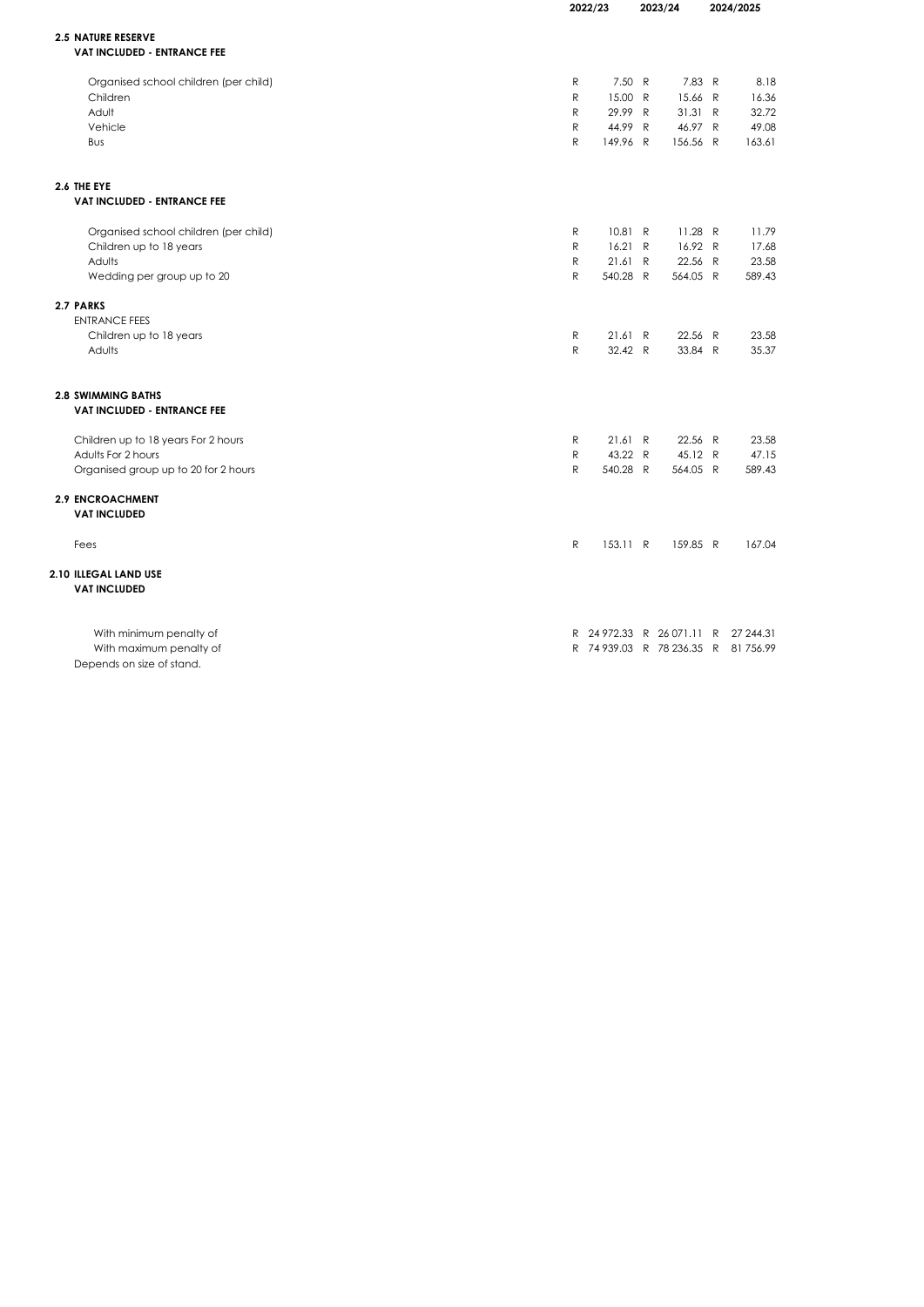| | 2022/23 | 2023/24 | 2024/2025 |
|---|---|---|---|
| **2.5 NATURE RESERVE** | | | |
| **VAT INCLUDED - ENTRANCE FEE** | | | |
| Organised school children (per child) | R 7.50 | R 7.83 | R 8.18 |
| Children | R 15.00 | R 15.66 | R 16.36 |
| Adult | R 29.99 | R 31.31 | R 32.72 |
| Vehicle | R 44.99 | R 46.97 | R 49.08 |
| Bus | R 149.96 | R 156.56 | R 163.61 |
| **2.6 THE EYE** | | | |
| **VAT INCLUDED - ENTRANCE FEE** | | | |
| Organised school children (per child) | R 10.81 | R 11.28 | R 11.79 |
| Children up to 18 years | R 16.21 | R 16.92 | R 17.68 |
| Adults | R 21.61 | R 22.56 | R 23.58 |
| Wedding per group up to 20 | R 540.28 | R 564.05 | R 589.43 |
| **2.7 PARKS** | | | |
| ENTRANCE FEES | | | |
| Children up to 18 years | R 21.61 | R 22.56 | R 23.58 |
| Adults | R 32.42 | R 33.84 | R 35.37 |
| **2.8 SWIMMING BATHS** | | | |
| **VAT INCLUDED - ENTRANCE FEE** | | | |
| Children up to 18 years For 2 hours | R 21.61 | R 22.56 | R 23.58 |
| Adults For 2 hours | R 43.22 | R 45.12 | R 47.15 |
| Organised group up to 20 for 2 hours | R 540.28 | R 564.05 | R 589.43 |
| **2.9 ENCROACHMENT** | | | |
| **VAT INCLUDED** | | | |
| Fees | R 153.11 | R 159.85 | R 167.04 |
| **2.10 ILLEGAL LAND USE** | | | |
| **VAT INCLUDED** | | | |
| With minimum penalty of | R 24 972.33 | R 26 071.11 | R 27 244.31 |
| With maximum penalty of | R 74 939.03 | R 78 236.35 | R 81 756.99 |
| Depends on size of stand. | | | |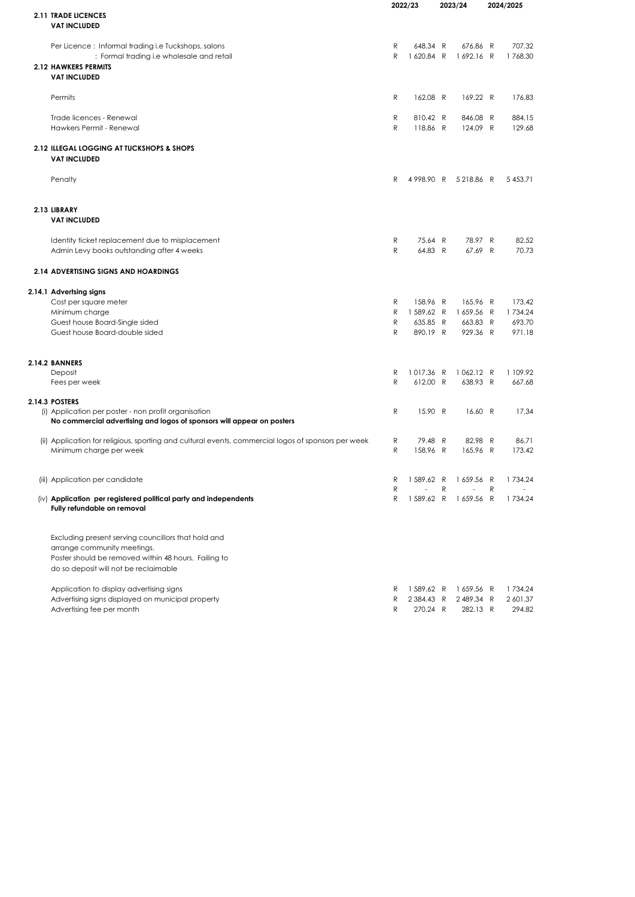| | 2022/23 | 2023/24 | 2024/2025 |
|---|---|---|---|
| **2.11 TRADE LICENCES** | | | |
| **VAT INCLUDED** | | | |
| Per Licence : Informal trading i.e Tuckshops, salons | R 648.34 | R 676.86 | R 707.32 |
| : Formal trading i.e wholesale and retail | R 1 620.84 | R 1 692.16 | R 1 768.30 |
| **2.12 HAWKERS PERMITS** | | | |
| **VAT INCLUDED** | | | |
| Permits | R 162.08 | R 169.22 | R 176.83 |
| Trade licences - Renewal | R 810.42 | R 846.08 | R 884.15 |
| Hawkers Permit - Renewal | R 118.86 | R 124.09 | R 129.68 |
| **2.12 ILLEGAL LOGGING AT TUCKSHOPS & SHOPS** | | | |
| **VAT INCLUDED** | | | |
| Penalty | R 4 998.90 | R 5 218.86 | R 5 453.71 |
| **2.13 LIBRARY** | | | |
| **VAT INCLUDED** | | | |
| Identity ticket replacement due to misplacement | R 75.64 | R 78.97 | R 82.52 |
| Admin Levy books outstanding after 4 weeks | R 64.83 | R 67.69 | R 70.73 |
| **2.14 ADVERTISING SIGNS AND HOARDINGS** | | | |
| **2.14.1 Advertsing signs** | | | |
| Cost per square meter | R 158.96 | R 165.96 | R 173.42 |
| Minimum charge | R 1 589.62 | R 1 659.56 | R 1 734.24 |
| Guest house Board-Single sided | R 635.85 | R 663.83 | R 693.70 |
| Guest house Board-double sided | R 890.19 | R 929.36 | R 971.18 |
| **2.14.2 BANNERS** | | | |
| Deposit | R 1 017.36 | R 1 062.12 | R 1 109.92 |
| Fees per week | R 612.00 | R 638.93 | R 667.68 |
| **2.14.3 POSTERS** | | | |
| (i) Application per poster - non profit organisation | R 15.90 | R 16.60 | R 17.34 |
| **No commercial advertising and logos of sponsors will appear on posters** | | | |
| (ii) Application for religious, sporting and cultural events, commercial logos of sponsors per week | R 79.48 | R 82.98 | R 86.71 |
| Minimum charge per week | R 158.96 | R 165.96 | R 173.42 |
| (iii) Application per candidate | R 1 589.62 | R 1 659.56 | R 1 734.24 |
| | R - | R - | R - |
| (iv) **Application per registered political party and independents** | R 1 589.62 | R 1 659.56 | R 1 734.24 |
| **Fully refundable on removal** | | | |
| Excluding present serving councillors that hold and arrange community meetings. Poster should be removed within 48 hours. Failing to do so deposit will not be reclaimable | | | |
| Application to display advertising signs | R 1 589.62 | R 1 659.56 | R 1 734.24 |
| Advertising signs displayed on municipal property | R 2 384.43 | R 2 489.34 | R 2 601.37 |
| Advertising fee per month | R 270.24 | R 282.13 | R 294.82 |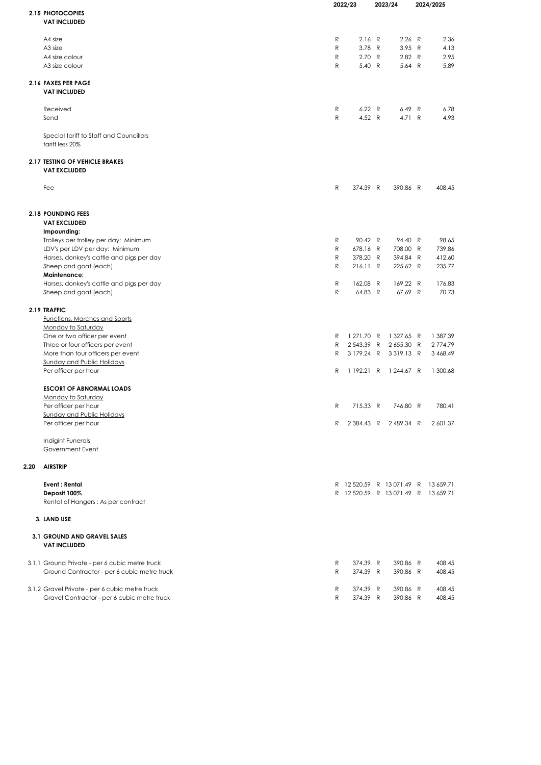| | 2022/23 | 2023/24 | 2024/2025 |
|---|---|---|---|
| **2.15 PHOTOCOPIES** | | | |
| **VAT INCLUDED** | | | |
| A4 size | R 2.16 | R 2.26 | R 2.36 |
| A3 size | R 3.78 | R 3.95 | R 4.13 |
| A4 size colour | R 2.70 | R 2.82 | R 2.95 |
| A3 size colour | R 5.40 | R 5.64 | R 5.89 |
| **2.16 FAXES PER PAGE** | | | |
| **VAT INCLUDED** | | | |
| Received | R 6.22 | R 6.49 | R 6.78 |
| Send | R 4.52 | R 4.71 | R 4.93 |
| Special tariff to Staff and Councillors tariff less 20% | | | |
| **2.17 TESTING OF VEHICLE BRAKES** | | | |
| **VAT EXCLUDED** | | | |
| Fee | R 374.39 | R 390.86 | R 408.45 |
| **2.18 POUNDING FEES** | | | |
| **VAT EXCLUDED** | | | |
| **Impounding:** | | | |
| Trolleys per trolley per day: Minimum | R 90.42 | R 94.40 | R 98.65 |
| LDV's per LDV per day: Minimum | R 678.16 | R 708.00 | R 739.86 |
| Horses, donkey's cattle and pigs per day | R 378.20 | R 394.84 | R 412.60 |
| Sheep and goat (each) | R 216.11 | R 225.62 | R 235.77 |
| **Maintenance:** | | | |
| Horses, donkey's cattle and pigs per day | R 162.08 | R 169.22 | R 176.83 |
| Sheep and goat (each) | R 64.83 | R 67.69 | R 70.73 |
| **2.19 TRAFFIC** | | | |
| Functions, Marches and Sports | | | |
| Monday to Saturday | | | |
| One or two officer per event | R 1 271.70 | R 1 327.65 | R 1 387.39 |
| Three or four officers per event | R 2 543.39 | R 2 655.30 | R 2 774.79 |
| More than four officers per event | R 3 179.24 | R 3 319.13 | R 3 468.49 |
| Sunday and Public Holidays | | | |
| Per officer per hour | R 1 192.21 | R 1 244.67 | R 1 300.68 |
| **ESCORT OF ABNORMAL LOADS** | | | |
| Monday to Saturday | | | |
| Per officer per hour | R 715.33 | R 746.80 | R 780.41 |
| Sunday and Public Holidays | | | |
| Per officer per hour | R 2 384.43 | R 2 489.34 | R 2 601.37 |
| Indigint Funerals | | | |
| Government Event | | | |
| **2.20 AIRSTRIP** | | | |
| **Event : Rental** | R 12 520.59 | R 13 071.49 | R 13 659.71 |
| **Deposit 100%** | R 12 520.59 | R 13 071.49 | R 13 659.71 |
| Rental of Hangers : As per contract | | | |
| **3. LAND USE** | | | |
| **3.1 GROUND AND GRAVEL SALES** | | | |
| **VAT INCLUDED** | | | |
| 3.1.1 Ground Private - per 6 cubic metre truck | R 374.39 | R 390.86 | R 408.45 |
| Ground Contractor - per 6 cubic metre truck | R 374.39 | R 390.86 | R 408.45 |
| 3.1.2 Gravel Private - per 6 cubic metre truck | R 374.39 | R 390.86 | R 408.45 |
| Gravel Contractor - per 6 cubic metre truck | R 374.39 | R 390.86 | R 408.45 |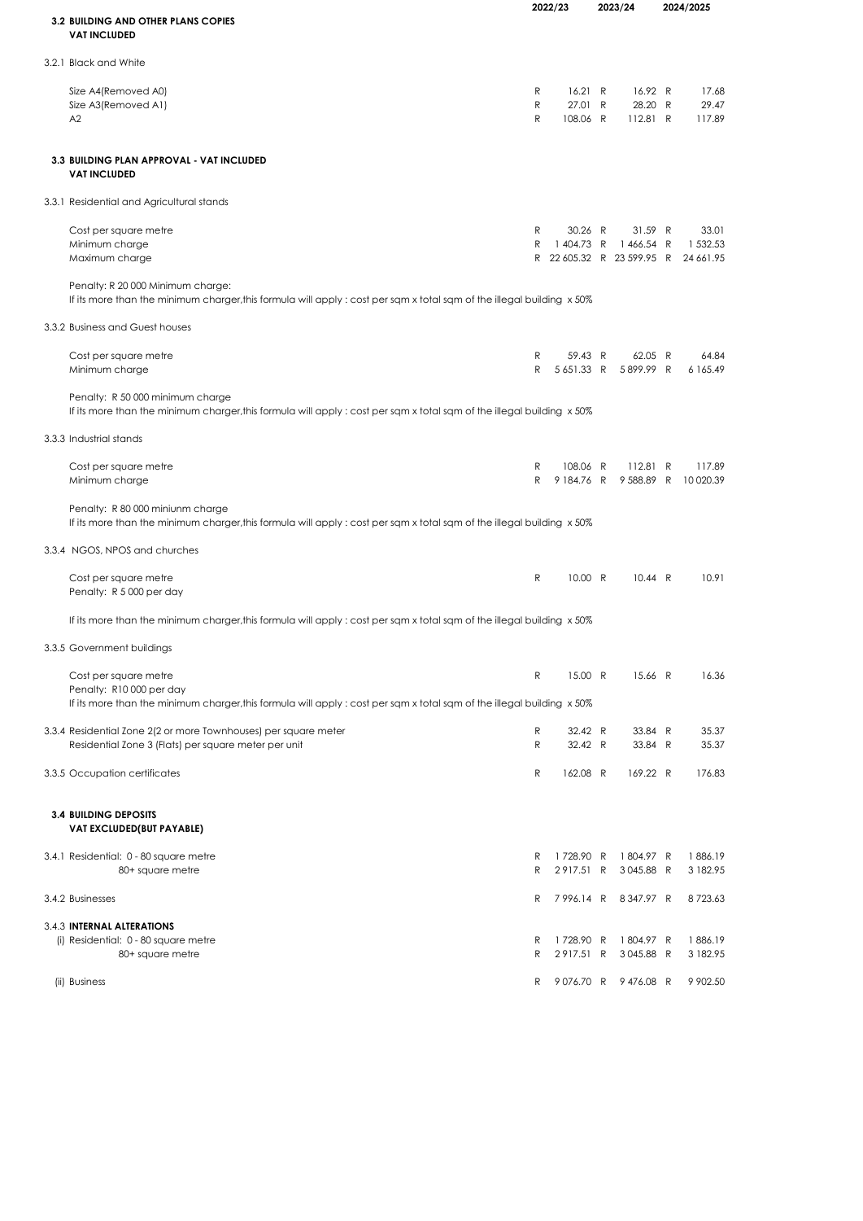| | 2022/23 | 2023/24 | 2024/2025 |
|---|---|---|---|
| **3.2 BUILDING AND OTHER PLANS COPIES** | | | |
| **VAT INCLUDED** | | | |
| 3.2.1 Black and White | | | |
| Size A4(Removed A0) | R 16.21 | R 16.92 | R 17.68 |
| Size A3(Removed A1) | R 27.01 | R 28.20 | R 29.47 |
| A2 | R 108.06 | R 112.81 | R 117.89 |
| **3.3 BUILDING PLAN APPROVAL - VAT INCLUDED** | | | |
| **VAT INCLUDED** | | | |
| 3.3.1 Residential and Agricultural stands | | | |
| Cost per square metre | R 30.26 | R 31.59 | R 33.01 |
| Minimum charge | R 1 404.73 | R 1 466.54 | R 1 532.53 |
| Maximum charge | R 22 605.32 | R 23 599.95 | R 24 661.95 |
| Penalty: R 20 000 Minimum charge: | | | |
| If its more than the minimum charger,this formula will apply : cost per sqm x total sqm of the illegal building x 50% | | | |
| 3.3.2 Business and Guest houses | | | |
| Cost per square metre | R 59.43 | R 62.05 | R 64.84 |
| Minimum charge | R 5 651.33 | R 5 899.99 | R 6 165.49 |
| Penalty: R 50 000 minimum charge | | | |
| If its more than the minimum charger,this formula will apply : cost per sqm x total sqm of the illegal building x 50% | | | |
| 3.3.3 Industrial stands | | | |
| Cost per square metre | R 108.06 | R 112.81 | R 117.89 |
| Minimum charge | R 9 184.76 | R 9 588.89 | R 10 020.39 |
| Penalty: R 80 000 miniunm charge | | | |
| If its more than the minimum charger,this formula will apply : cost per sqm x total sqm of the illegal building x 50% | | | |
| 3.3.4 NGOS, NPOS and churches | | | |
| Cost per square metre | R 10.00 | R 10.44 | R 10.91 |
| Penalty: R 5 000 per day | | | |
| If its more than the minimum charger,this formula will apply : cost per sqm x total sqm of the illegal building x 50% | | | |
| 3.3.5 Government buildings | | | |
| Cost per square metre | R 15.00 | R 15.66 | R 16.36 |
| Penalty: R10 000 per day | | | |
| If its more than the minimum charger,this formula will apply : cost per sqm x total sqm of the illegal building x 50% | | | |
| 3.3.4 Residential Zone 2(2 or more Townhouses) per square meter | R 32.42 | R 33.84 | R 35.37 |
| Residential Zone 3 (Flats) per square meter per unit | R 32.42 | R 33.84 | R 35.37 |
| 3.3.5 Occupation certificates | R 162.08 | R 169.22 | R 176.83 |
| **3.4 BUILDING DEPOSITS** | | | |
| **VAT EXCLUDED(BUT PAYABLE)** | | | |
| 3.4.1 Residential: 0 - 80 square metre | R 1 728.90 | R 1 804.97 | R 1 886.19 |
| 80+ square metre | R 2 917.51 | R 3 045.88 | R 3 182.95 |
| 3.4.2 Businesses | R 7 996.14 | R 8 347.97 | R 8 723.63 |
| 3.4.3 **INTERNAL ALTERATIONS** | | | |
| (i) Residential: 0 - 80 square metre | R 1 728.90 | R 1 804.97 | R 1 886.19 |
| 80+ square metre | R 2 917.51 | R 3 045.88 | R 3 182.95 |
| (ii) Business | R 9 076.70 | R 9 476.08 | R 9 902.50 |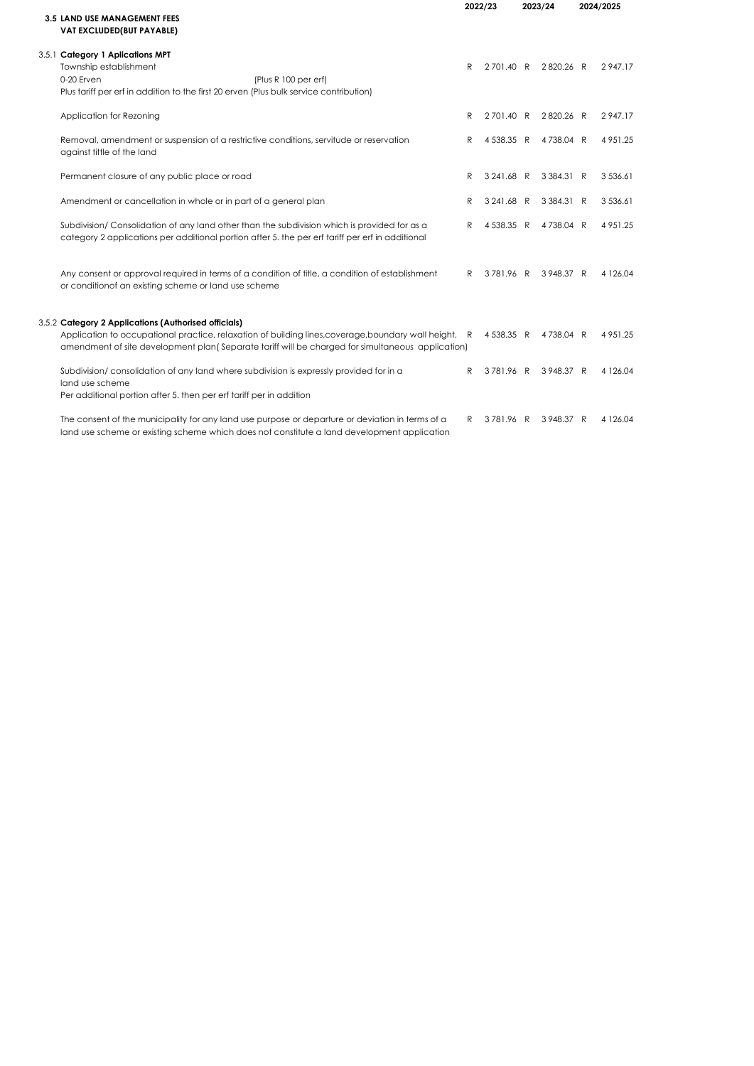| | | 2022/23 | | 2023/24 | | 2024/2025 |
|---|---|---|---|---|---|---|
| **3.5 LAND USE MANAGEMENT FEES**<br>**VAT EXCLUDED(BUT PAYABLE)** | | | | | | |
| 3.5.1 **Category 1 Aplications MPT** | | | | | | |
| Township establishment<br>0-20 Erven (Plus R 100 per erf)<br>Plus tariff per erf in addition to the first 20 erven (Plus bulk service contribution) | R | 2 701.40 | R | 2 820.26 | R | 2 947.17 |
| Application for Rezoning | R | 2 701.40 | R | 2 820.26 | R | 2 947.17 |
| Removal, amendment or suspension of a restrictive conditions, servitude or reservation against tittle of the land | R | 4 538.35 | R | 4 738.04 | R | 4 951.25 |
| Permanent closure of any public place or road | R | 3 241.68 | R | 3 384.31 | R | 3 536.61 |
| Amendment or cancellation in whole or in part of a general plan | R | 3 241.68 | R | 3 384.31 | R | 3 536.61 |
| Subdivision/ Consolidation of any land other than the subdivision which is provided for as a category 2 applications per additional portion after 5. the per erf tariff per erf in additional | R | 4 538.35 | R | 4 738.04 | R | 4 951.25 |
| Any consent or approval required in terms of a condition of title, a condition of establishment or conditionof an existing scheme or land use scheme | R | 3 781.96 | R | 3 948.37 | R | 4 126.04 |
| 3.5.2 **Category 2 Applications (Authorised officials)** | | | | | | |
| Application to occupational practice, relaxation of building lines,coverage,boundary wall height, amendment of site development plan( Separate tariff will be charged for simultaneous application) | R | 4 538.35 | R | 4 738.04 | R | 4 951.25 |
| Subdivision/ consolidation of any land where subdivision is expressly provided for in a land use scheme<br>Per additional portion after 5. then per erf tariff per in addition | R | 3 781.96 | R | 3 948.37 | R | 4 126.04 |
| The consent of the municipality for any land use purpose or departure or deviation in terms of a land use scheme or existing scheme which does not constitute a land development application | R | 3 781.96 | R | 3 948.37 | R | 4 126.04 |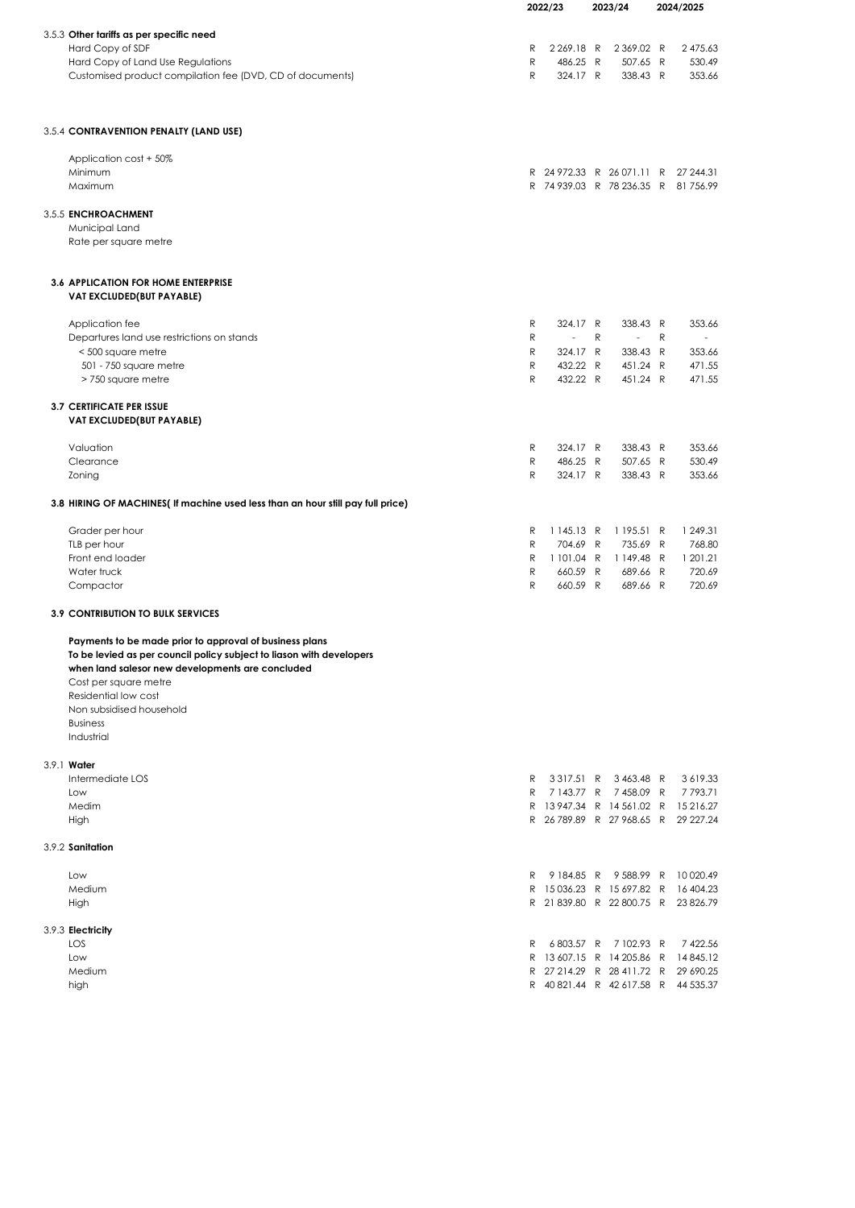| | 2022/23 | 2023/24 | 2024/2025 |
|---|---|---|---|
| **3.5.3 Other tariffs as per specific need** | | | |
| Hard Copy of SDF | R 2 269.18 | R 2 369.02 | R 2 475.63 |
| Hard Copy of Land Use Regulations | R 486.25 | R 507.65 | R 530.49 |
| Customised product compilation fee (DVD, CD of documents) | R 324.17 | R 338.43 | R 353.66 |
| **3.5.4 CONTRAVENTION PENALTY (LAND USE)** | | | |
| Application cost + 50% | | | |
| Minimum | R 24 972.33 | R 26 071.11 | R 27 244.31 |
| Maximum | R 74 939.03 | R 78 236.35 | R 81 756.99 |
| **3.5.5 ENCHROACHMENT** | | | |
| Municipal Land | | | |
| Rate per square metre | | | |
| **3.6 APPLICATION FOR HOME ENTERPRISE VAT EXCLUDED(BUT PAYABLE)** | | | |
| Application fee | R 324.17 | R 338.43 | R 353.66 |
| Departures land use restrictions on stands | R - | R - | R - |
| < 500 square metre | R 324.17 | R 338.43 | R 353.66 |
| 501 - 750 square metre | R 432.22 | R 451.24 | R 471.55 |
| > 750 square metre | R 432.22 | R 451.24 | R 471.55 |
| **3.7 CERTIFICATE PER ISSUE VAT EXCLUDED(BUT PAYABLE)** | | | |
| Valuation | R 324.17 | R 338.43 | R 353.66 |
| Clearance | R 486.25 | R 507.65 | R 530.49 |
| Zoning | R 324.17 | R 338.43 | R 353.66 |
| **3.8 HIRING OF MACHINES( If machine used less than an hour still pay full price)** | | | |
| Grader per hour | R 1 145.13 | R 1 195.51 | R 1 249.31 |
| TLB per hour | R 704.69 | R 735.69 | R 768.80 |
| Front end loader | R 1 101.04 | R 1 149.48 | R 1 201.21 |
| Water truck | R 660.59 | R 689.66 | R 720.69 |
| Compactor | R 660.59 | R 689.66 | R 720.69 |
| **3.9 CONTRIBUTION TO BULK SERVICES** | | | |
| **Payments to be made prior to approval of business plans To be levied as per council policy subject to liason with developers when land salesor new developments are concluded** | | | |
| Cost per square metre | | | |
| Residential low cost | | | |
| Non subsidised household | | | |
| Business | | | |
| Industrial | | | |
| **3.9.1 Water** | | | |
| Intermediate LOS | R 3 317.51 | R 3 463.48 | R 3 619.33 |
| Low | R 7 143.77 | R 7 458.09 | R 7 793.71 |
| Medim | R 13 947.34 | R 14 561.02 | R 15 216.27 |
| High | R 26 789.89 | R 27 968.65 | R 29 227.24 |
| **3.9.2 Sanitation** | | | |
| Low | R 9 184.85 | R 9 588.99 | R 10 020.49 |
| Medium | R 15 036.23 | R 15 697.82 | R 16 404.23 |
| High | R 21 839.80 | R 22 800.75 | R 23 826.79 |
| **3.9.3 Electricity** | | | |
| LOS | R 6 803.57 | R 7 102.93 | R 7 422.56 |
| Low | R 13 607.15 | R 14 205.86 | R 14 845.12 |
| Medium | R 27 214.29 | R 28 411.72 | R 29 690.25 |
| high | R 40 821.44 | R 42 617.58 | R 44 535.37 |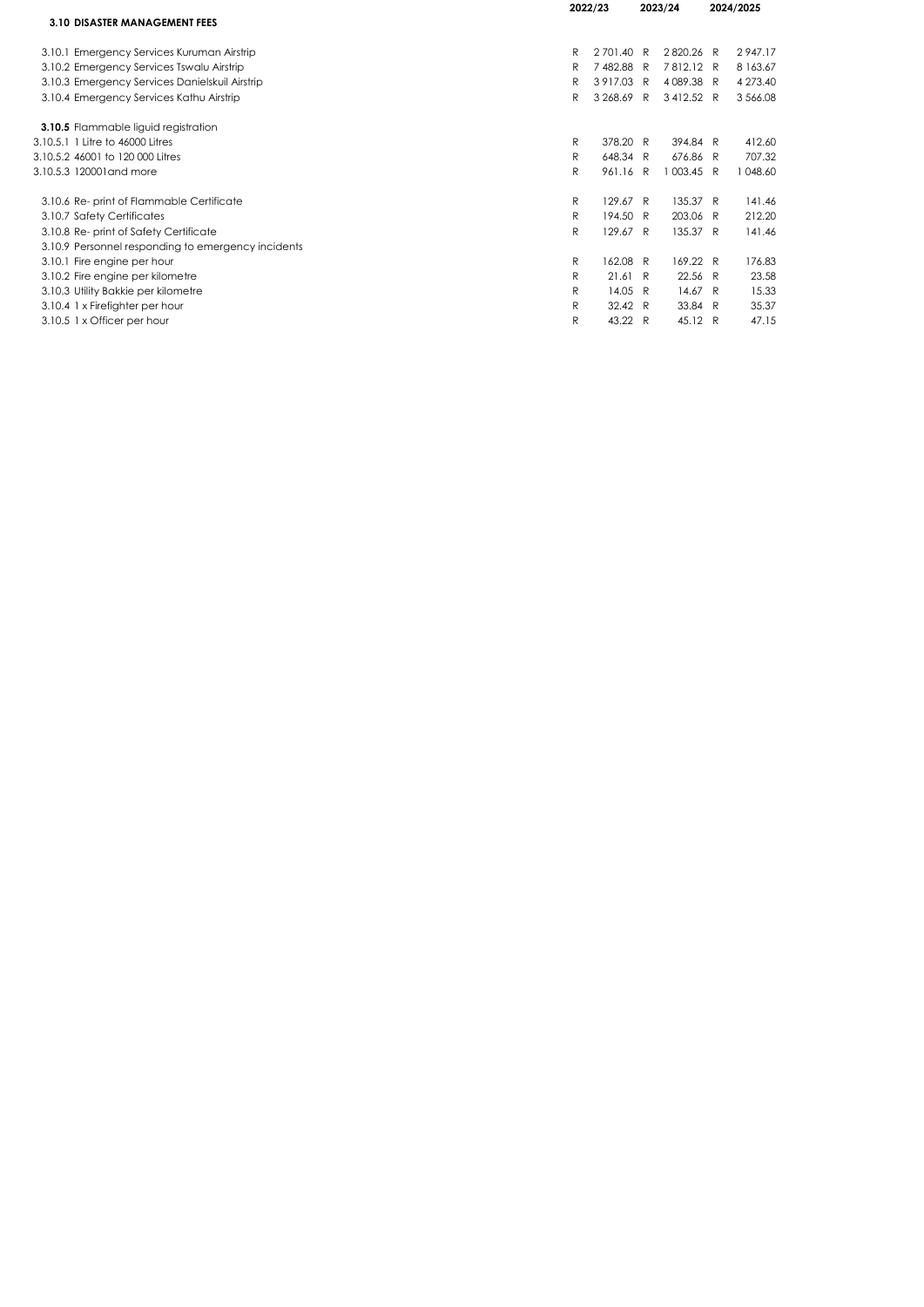| 3.10 DISASTER MANAGEMENT FEES | 2022/23 | 2023/24 | 2024/2025 |
|---|---|---|---|
| 3.10.1 Emergency Services Kuruman Airstrip | R 2 701.40 | R 2 820.26 | R 2 947.17 |
| 3.10.2 Emergency Services Tswalu Airstrip | R 7 482.88 | R 7 812.12 | R 8 163.67 |
| 3.10.3 Emergency Services Danielskuil Airstrip | R 3 917.03 | R 4 089.38 | R 4 273.40 |
| 3.10.4 Emergency Services Kathu Airstrip | R 3 268.69 | R 3 412.52 | R 3 566.08 |
| **3.10.5** Flammable liguid registration | | | |
| 3.10.5.1 1 Litre to 46000 Litres | R 378.20 | R 394.84 | R 412.60 |
| 3.10.5.2 46001 to 120 000 Litres | R 648.34 | R 676.86 | R 707.32 |
| 3.10.5.3 120001and more | R 961.16 | R 1 003.45 | R 1 048.60 |
| 3.10.6 Re- print of Flammable Certificate | R 129.67 | R 135.37 | R 141.46 |
| 3.10.7 Safety Certificates | R 194.50 | R 203.06 | R 212.20 |
| 3.10.8 Re- print of Safety Certificate | R 129.67 | R 135.37 | R 141.46 |
| 3.10.9 Personnel responding to emergency incidents | | | |
| 3.10.1 Fire engine per hour | R 162.08 | R 169.22 | R 176.83 |
| 3.10.2 Fire engine per kilometre | R 21.61 | R 22.56 | R 23.58 |
| 3.10.3 Utility Bakkie per kilometre | R 14.05 | R 14.67 | R 15.33 |
| 3.10.4 1 x Firefighter per hour | R 32.42 | R 33.84 | R 35.37 |
| 3.10.5 1 x Officer per hour | R 43.22 | R 45.12 | R 47.15 |